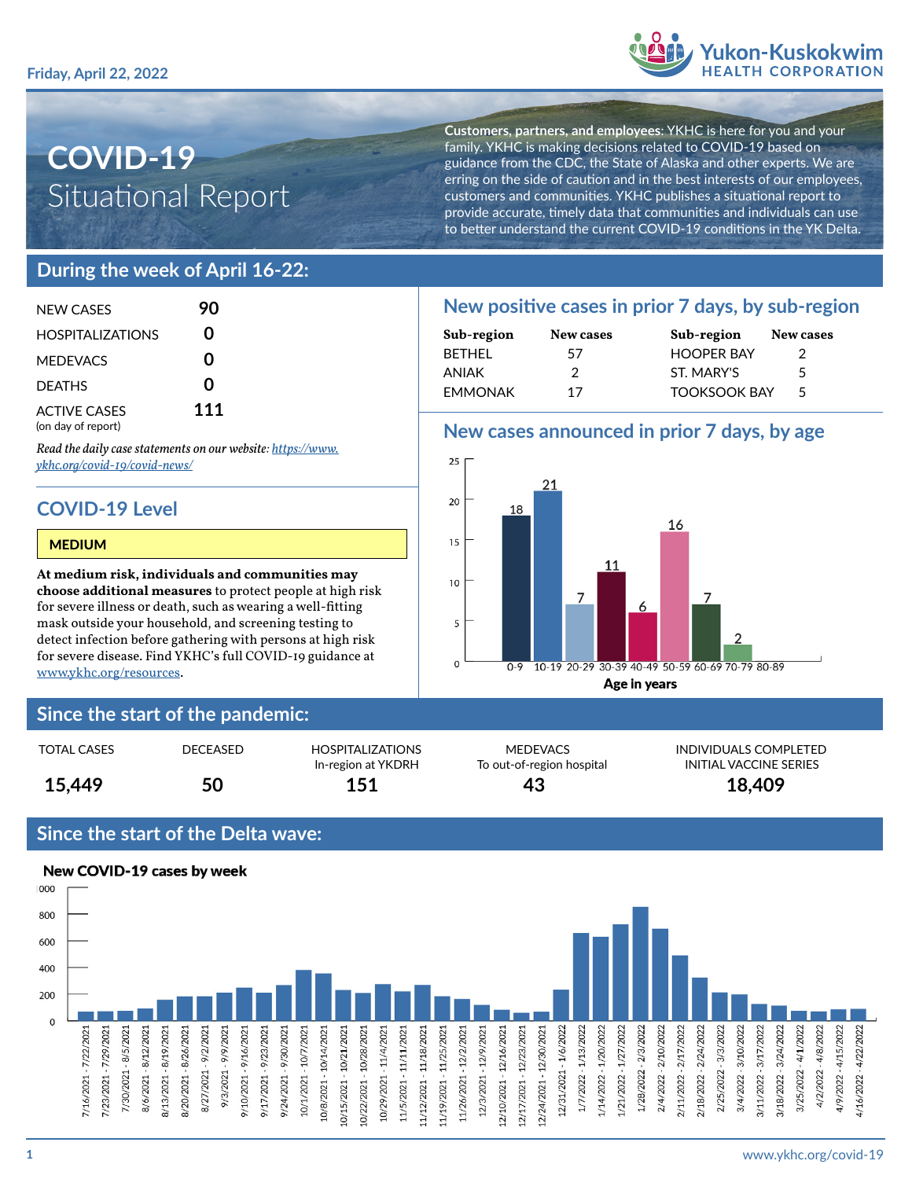Friday, April 22, 2022

Yukon-Kuskokwim HEALTH CORPORATION

# COVID-19 Situational Report

**Customers, partners, and employees**: YKHC is here for you and your family. YKHC is making decisions related to COVID-19 based on guidance from the CDC, the State of Alaska and other experts. We are erring on the side of caution and in the best interests of our employees, customers and communities. YKHC publishes a situational report to provide accurate, timely data that communities and individuals can use to better understand the current COVID-19 conditions in the YK Delta.

## During the week of April 16-22:

| | |
|---|---|
| NEW CASES | **90** |
| HOSPITALIZATIONS | **0** |
| MEDEVACS | **0** |
| DEATHS | **0** |
| ACTIVE CASES (on day of report) | **111** |

*Read the daily case statements on our website: https://www.ykhc.org/covid-19/covid-news/*

## COVID-19 Level

**MEDIUM**

**At medium risk, individuals and communities may choose additional measures** to protect people at high risk for severe illness or death, such as wearing a well-fitting mask outside your household, and screening testing to detect infection before gathering with persons at high risk for severe disease. Find YKHC's full COVID-19 guidance at www.ykhc.org/resources.

## New positive cases in prior 7 days, by sub-region

| Sub-region | New cases | Sub-region | New cases |
|---|---|---|---|
| BETHEL | 57 | HOOPER BAY | 2 |
| ANIAK | 2 | ST. MARY'S | 5 |
| EMMONAK | 17 | TOOKSOOK BAY | 5 |

## New cases announced in prior 7 days, by age

| Age in years | New cases |
|---|---|
| 0-9 | 18 |
| 10-19 | 21 |
| 20-29 | 7 |
| 30-39 | 11 |
| 40-49 | 6 |
| 50-59 | 16 |
| 60-69 | 7 |
| 70-79 | 2 |
| 80-89 | |

## Since the start of the pandemic:

| TOTAL CASES | DECEASED | HOSPITALIZATIONS In-region at YKDRH | MEDEVACS To out-of-region hospital | INDIVIDUALS COMPLETED INITIAL VACCINE SERIES |
|---|---|---|---|---|
| 15,449 | 50 | 151 | 43 | 18,409 |

## Since the start of the Delta wave:

**New COVID-19 cases by week**

Weekly bar chart (y-axis 0–1000) covering weeks from 7/16/2021 - 7/22/2021 through 4/16/2022 - 4/22/2022.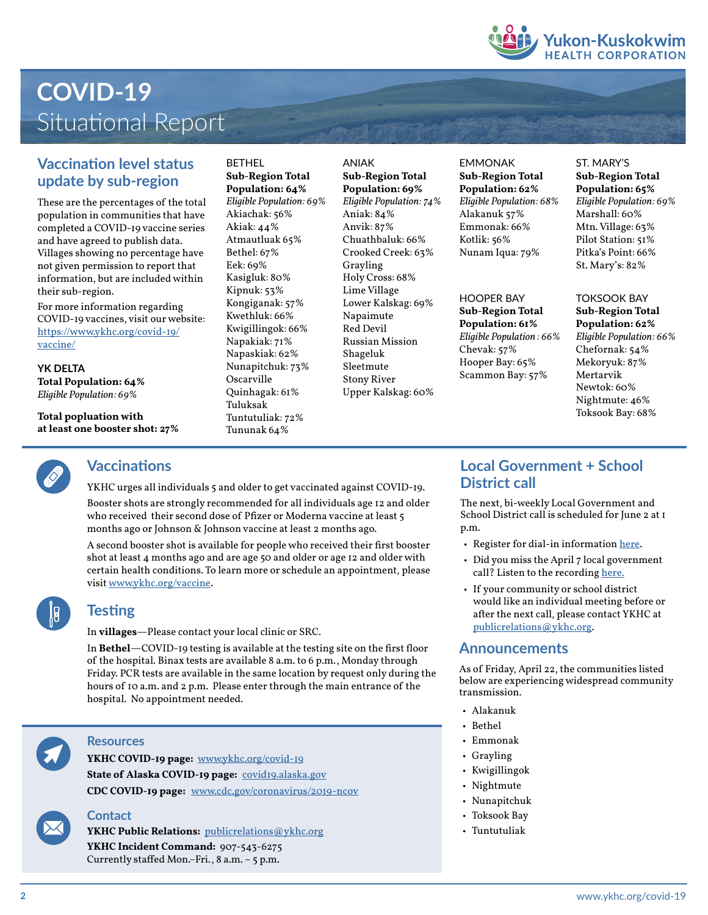Yukon-Kuskokwim HEALTH CORPORATION

# COVID-19
## Situational Report

## Vaccination level status update by sub-region

These are the percentages of the total population in communities that have completed a COVID-19 vaccine series and have agreed to publish data. Villages showing no percentage have not given permission to report that information, but are included within their sub-region.

For more information regarding COVID-19 vaccines, visit our website: https://www.ykhc.org/covid-19/vaccine/

**YK DELTA**
**Total Population: 64%**
*Eligible Population: 69%*

**Total popluation with at least one booster shot: 27%**

BETHEL
**Sub-Region Total Population: 64%**
*Eligible Population: 69%*
Akiachak: 56%
Akiak: 44%
Atmautluak 65%
Bethel: 67%
Eek: 69%
Kasigluk: 80%
Kipnuk: 53%
Kongiganak: 57%
Kwethluk: 66%
Kwigillingok: 66%
Napakiak: 71%
Napaskiak: 62%
Nunapitchuk: 73%
Oscarville
Quinhagak: 61%
Tuluksak
Tuntutuliak: 72%
Tununak 64%

ANIAK
**Sub-Region Total Population: 69%**
*Eligible Population: 74%*
Aniak: 84%
Anvik: 87%
Chuathbaluk: 66%
Crooked Creek: 63%
Grayling
Holy Cross: 68%
Lime Village
Lower Kalskag: 69%
Napaimute
Red Devil
Russian Mission
Shageluk
Sleetmute
Stony River
Upper Kalskag: 60%

EMMONAK
**Sub-Region Total Population: 62%**
*Eligible Population: 68%*
Alakanuk 57%
Emmonak: 66%
Kotlik: 56%
Nunam Iqua: 79%

HOOPER BAY
**Sub-Region Total Population: 61%**
*Eligible Population : 66%*
Chevak: 57%
Hooper Bay: 65%
Scammon Bay: 57%

ST. MARY'S
**Sub-Region Total Population: 65%**
*Eligible Population: 69%*
Marshall: 60%
Mtn. Village: 63%
Pilot Station: 51%
Pitka's Point: 66%
St. Mary's: 82%

TOKSOOK BAY
**Sub-Region Total Population: 62%**
*Eligible Population: 66%*
Chefornak: 54%
Mekoryuk: 87%
Mertarvik
Newtok: 60%
Nightmute: 46%
Toksook Bay: 68%

## Vaccinations

YKHC urges all individuals 5 and older to get vaccinated against COVID-19.

Booster shots are strongly recommended for all individuals age 12 and older who received their second dose of Pfizer or Moderna vaccine at least 5 months ago or Johnson & Johnson vaccine at least 2 months ago.

A second booster shot is available for people who received their first booster shot at least 4 months ago and are age 50 and older or age 12 and older with certain health conditions. To learn more or schedule an appointment, please visit www.ykhc.org/vaccine.

## Testing

In **villages**—Please contact your local clinic or SRC.

In **Bethel**—COVID-19 testing is available at the testing site on the first floor of the hospital. Binax tests are available 8 a.m. to 6 p.m., Monday through Friday. PCR tests are available in the same location by request only during the hours of 10 a.m. and 2 p.m. Please enter through the main entrance of the hospital. No appointment needed.

## Local Government + School District call

The next, bi-weekly Local Government and School District call is scheduled for June 2 at 1 p.m.

- Register for dial-in information here.
- Did you miss the April 7 local government call? Listen to the recording here.
- If your community or school district would like an individual meeting before or after the next call, please contact YKHC at publicrelations@ykhc.org.

## Announcements

As of Friday, April 22, the communities listed below are experiencing widespread community transmission.

- Alakanuk
- Bethel
- Emmonak
- Grayling
- Kwigillingok
- Nightmute
- Nunapitchuk
- Toksook Bay
- Tuntutuliak

### Resources

**YKHC COVID-19 page:** www.ykhc.org/covid-19
**State of Alaska COVID-19 page:** covid19.alaska.gov
**CDC COVID-19 page:** www.cdc.gov/coronavirus/2019-ncov

### Contact

**YKHC Public Relations:** publicrelations@ykhc.org
**YKHC Incident Command:** 907-543-6275
Currently staffed Mon.–Fri., 8 a.m. – 5 p.m.